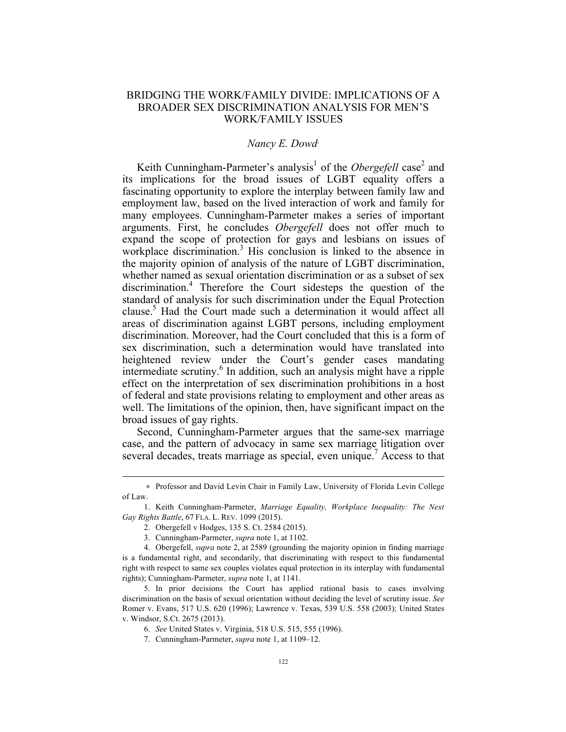# BRIDGING THE WORK/FAMILY DIVIDE: IMPLICATIONS OF A BROADER SEX DISCRIMINATION ANALYSIS FOR MEN'S WORK/FAMILY ISSUES

*Nancy E. Dowd*[*]

Keith Cunningham-Parmeter's analysis[1] of the *Obergefell* case[2] and its implications for the broad issues of LGBT equality offers a fascinating opportunity to explore the interplay between family law and employment law, based on the lived interaction of work and family for many employees. Cunningham-Parmeter makes a series of important arguments. First, he concludes *Obergefell* does not offer much to expand the scope of protection for gays and lesbians on issues of workplace discrimination.[3] His conclusion is linked to the absence in the majority opinion of analysis of the nature of LGBT discrimination, whether named as sexual orientation discrimination or as a subset of sex discrimination.[4] Therefore the Court sidesteps the question of the standard of analysis for such discrimination under the Equal Protection clause.[5] Had the Court made such a determination it would affect all areas of discrimination against LGBT persons, including employment discrimination. Moreover, had the Court concluded that this is a form of sex discrimination, such a determination would have translated into heightened review under the Court's gender cases mandating intermediate scrutiny.[6] In addition, such an analysis might have a ripple effect on the interpretation of sex discrimination prohibitions in a host of federal and state provisions relating to employment and other areas as well. The limitations of the opinion, then, have significant impact on the broad issues of gay rights.

Second, Cunningham-Parmeter argues that the same-sex marriage case, and the pattern of advocacy in same sex marriage litigation over several decades, treats marriage as special, even unique.[7] Access to that

---

[*] Professor and David Levin Chair in Family Law, University of Florida Levin College of Law.

1. Keith Cunningham-Parmeter, *Marriage Equality, Workplace Inequality: The Next Gay Rights Battle*, 67 FLA. L. REV. 1099 (2015).

2. Obergefell v Hodges, 135 S. Ct. 2584 (2015).

3. Cunningham-Parmeter, *supra* note 1, at 1102.

4. Obergefell, *supra* note 2, at 2589 (grounding the majority opinion in finding marriage is a fundamental right, and secondarily, that discriminating with respect to this fundamental right with respect to same sex couples violates equal protection in its interplay with fundamental rights); Cunningham-Parmeter, *supra* note 1, at 1141.

5. In prior decisions the Court has applied rational basis to cases involving discrimination on the basis of sexual orientation without deciding the level of scrutiny issue. *See* Romer v. Evans, 517 U.S. 620 (1996); Lawrence v. Texas, 539 U.S. 558 (2003); United States v. Windsor, S.Ct. 2675 (2013).

6. *See* United States v. Virginia, 518 U.S. 515, 555 (1996).

7. Cunningham-Parmeter, *supra* note 1, at 1109–12.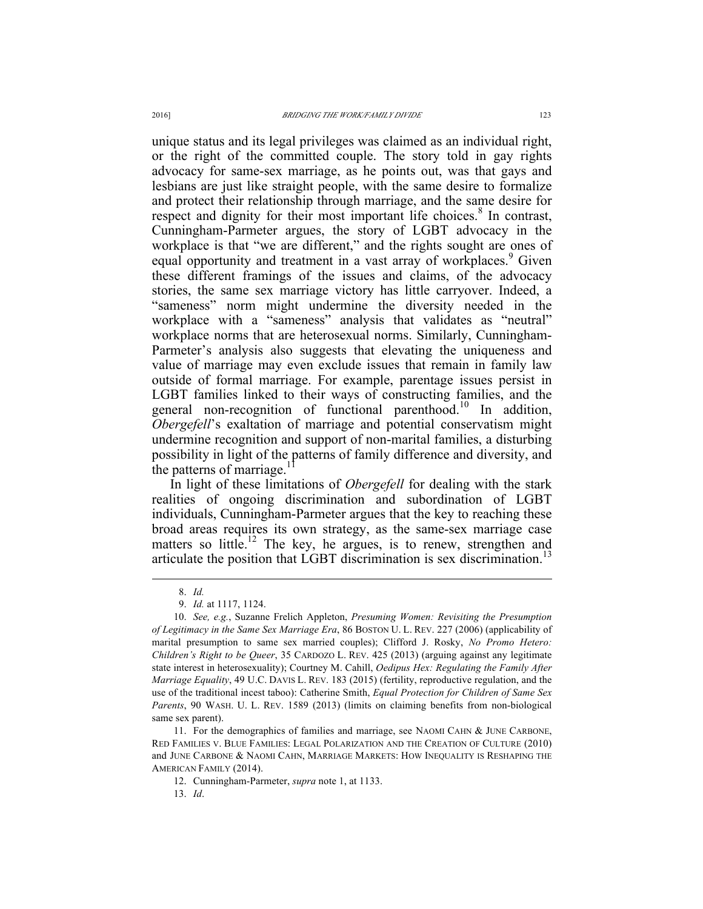unique status and its legal privileges was claimed as an individual right, or the right of the committed couple. The story told in gay rights advocacy for same-sex marriage, as he points out, was that gays and lesbians are just like straight people, with the same desire to formalize and protect their relationship through marriage, and the same desire for respect and dignity for their most important life choices.[8] In contrast, Cunningham-Parmeter argues, the story of LGBT advocacy in the workplace is that "we are different," and the rights sought are ones of equal opportunity and treatment in a vast array of workplaces.[9] Given these different framings of the issues and claims, of the advocacy stories, the same sex marriage victory has little carryover. Indeed, a "sameness" norm might undermine the diversity needed in the workplace with a "sameness" analysis that validates as "neutral" workplace norms that are heterosexual norms. Similarly, Cunningham-Parmeter's analysis also suggests that elevating the uniqueness and value of marriage may even exclude issues that remain in family law outside of formal marriage. For example, parentage issues persist in LGBT families linked to their ways of constructing families, and the general non-recognition of functional parenthood.[10] In addition, *Obergefell*'s exaltation of marriage and potential conservatism might undermine recognition and support of non-marital families, a disturbing possibility in light of the patterns of family difference and diversity, and the patterns of marriage.[11]

In light of these limitations of *Obergefell* for dealing with the stark realities of ongoing discrimination and subordination of LGBT individuals, Cunningham-Parmeter argues that the key to reaching these broad areas requires its own strategy, as the same-sex marriage case matters so little.[12] The key, he argues, is to renew, strengthen and articulate the position that LGBT discrimination is sex discrimination.[13]

---

8. *Id.*

9. *Id.* at 1117, 1124.

10. *See, e.g.*, Suzanne Frelich Appleton, *Presuming Women: Revisiting the Presumption of Legitimacy in the Same Sex Marriage Era*, 86 BOSTON U. L. REV. 227 (2006) (applicability of marital presumption to same sex married couples); Clifford J. Rosky, *No Promo Hetero: Children's Right to be Queer*, 35 CARDOZO L. REV. 425 (2013) (arguing against any legitimate state interest in heterosexuality); Courtney M. Cahill, *Oedipus Hex: Regulating the Family After Marriage Equality*, 49 U.C. DAVIS L. REV. 183 (2015) (fertility, reproductive regulation, and the use of the traditional incest taboo): Catherine Smith, *Equal Protection for Children of Same Sex Parents*, 90 WASH. U. L. REV. 1589 (2013) (limits on claiming benefits from non-biological same sex parent).

11. For the demographics of families and marriage, see NAOMI CAHN & JUNE CARBONE, RED FAMILIES V. BLUE FAMILIES: LEGAL POLARIZATION AND THE CREATION OF CULTURE (2010) and JUNE CARBONE & NAOMI CAHN, MARRIAGE MARKETS: HOW INEQUALITY IS RESHAPING THE AMERICAN FAMILY (2014).

12. Cunningham-Parmeter, *supra* note 1, at 1133.

13. *Id*.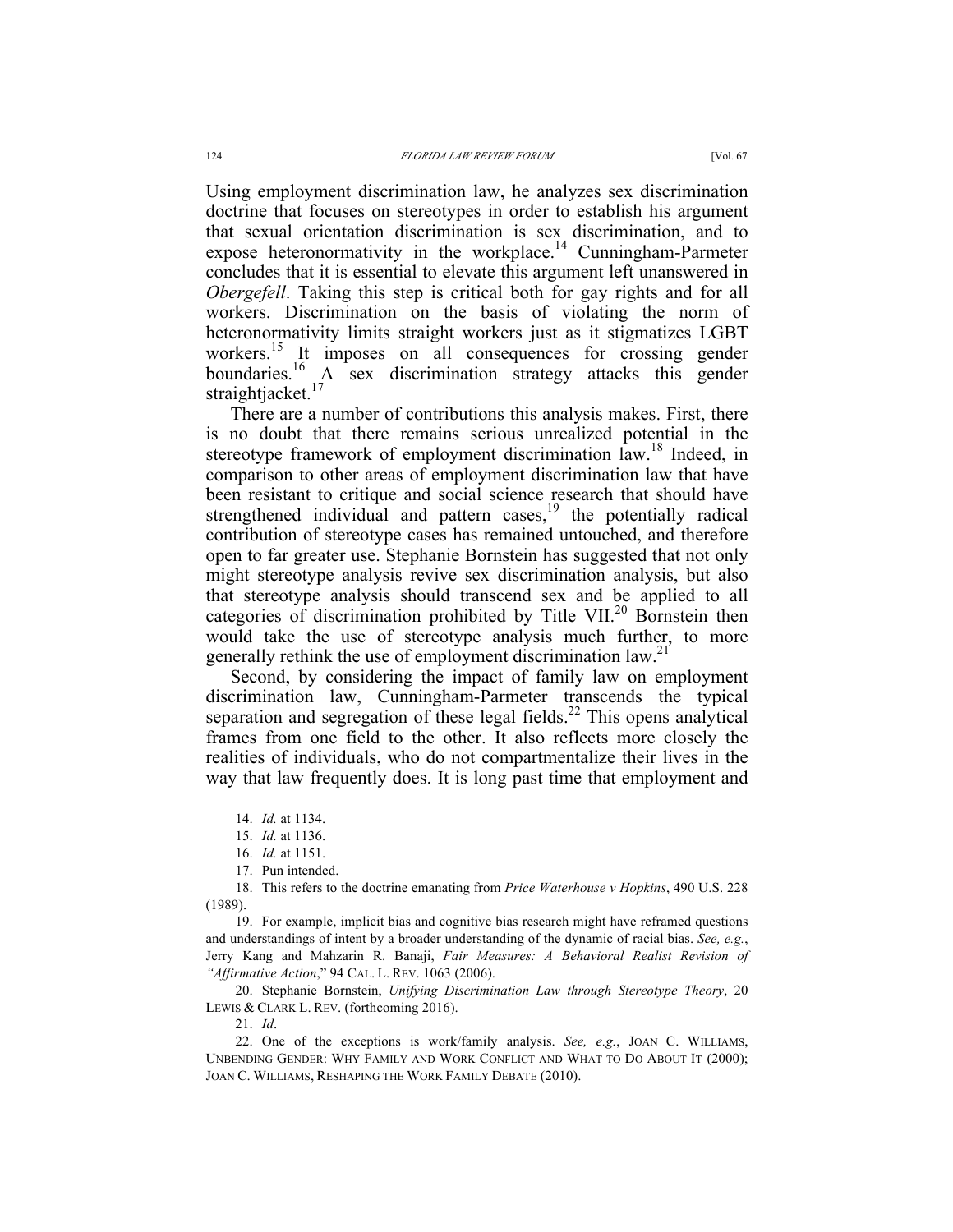Using employment discrimination law, he analyzes sex discrimination doctrine that focuses on stereotypes in order to establish his argument that sexual orientation discrimination is sex discrimination, and to expose heteronormativity in the workplace.[14] Cunningham-Parmeter concludes that it is essential to elevate this argument left unanswered in *Obergefell*. Taking this step is critical both for gay rights and for all workers. Discrimination on the basis of violating the norm of heteronormativity limits straight workers just as it stigmatizes LGBT workers.[15] It imposes on all consequences for crossing gender boundaries.[16] A sex discrimination strategy attacks this gender straightjacket.[17]

There are a number of contributions this analysis makes. First, there is no doubt that there remains serious unrealized potential in the stereotype framework of employment discrimination law.[18] Indeed, in comparison to other areas of employment discrimination law that have been resistant to critique and social science research that should have strengthened individual and pattern cases,[19] the potentially radical contribution of stereotype cases has remained untouched, and therefore open to far greater use. Stephanie Bornstein has suggested that not only might stereotype analysis revive sex discrimination analysis, but also that stereotype analysis should transcend sex and be applied to all categories of discrimination prohibited by Title VII.[20] Bornstein then would take the use of stereotype analysis much further, to more generally rethink the use of employment discrimination law.[21]

Second, by considering the impact of family law on employment discrimination law, Cunningham-Parmeter transcends the typical separation and segregation of these legal fields.[22] This opens analytical frames from one field to the other. It also reflects more closely the realities of individuals, who do not compartmentalize their lives in the way that law frequently does. It is long past time that employment and

---

14. *Id.* at 1134.

15. *Id.* at 1136.

16. *Id.* at 1151.

17. Pun intended.

18. This refers to the doctrine emanating from *Price Waterhouse v Hopkins*, 490 U.S. 228 (1989).

19. For example, implicit bias and cognitive bias research might have reframed questions and understandings of intent by a broader understanding of the dynamic of racial bias. *See, e.g.*, Jerry Kang and Mahzarin R. Banaji, *Fair Measures: A Behavioral Realist Revision of "Affirmative Action*," 94 CAL. L. REV. 1063 (2006).

20. Stephanie Bornstein, *Unifying Discrimination Law through Stereotype Theory*, 20 LEWIS & CLARK L. REV. (forthcoming 2016).

21. *Id*.

22. One of the exceptions is work/family analysis. *See, e.g.*, JOAN C. WILLIAMS, UNBENDING GENDER: WHY FAMILY AND WORK CONFLICT AND WHAT TO DO ABOUT IT (2000); JOAN C. WILLIAMS, RESHAPING THE WORK FAMILY DEBATE (2010).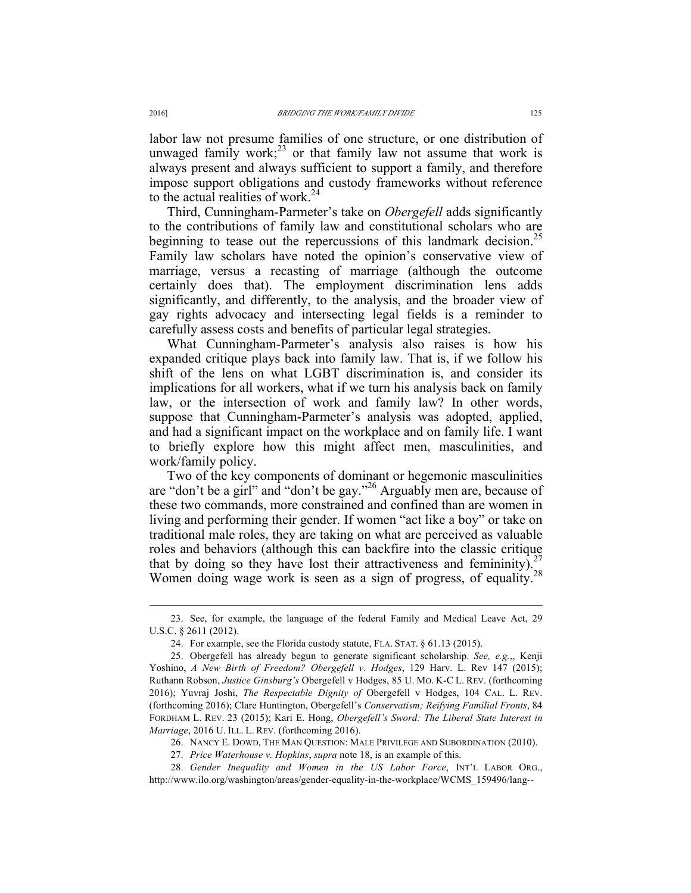labor law not presume families of one structure, or one distribution of unwaged family work;[23] or that family law not assume that work is always present and always sufficient to support a family, and therefore impose support obligations and custody frameworks without reference to the actual realities of work.[24]

Third, Cunningham-Parmeter's take on *Obergefell* adds significantly to the contributions of family law and constitutional scholars who are beginning to tease out the repercussions of this landmark decision.[25] Family law scholars have noted the opinion's conservative view of marriage, versus a recasting of marriage (although the outcome certainly does that). The employment discrimination lens adds significantly, and differently, to the analysis, and the broader view of gay rights advocacy and intersecting legal fields is a reminder to carefully assess costs and benefits of particular legal strategies.

What Cunningham-Parmeter's analysis also raises is how his expanded critique plays back into family law. That is, if we follow his shift of the lens on what LGBT discrimination is, and consider its implications for all workers, what if we turn his analysis back on family law, or the intersection of work and family law? In other words, suppose that Cunningham-Parmeter's analysis was adopted, applied, and had a significant impact on the workplace and on family life. I want to briefly explore how this might affect men, masculinities, and work/family policy.

Two of the key components of dominant or hegemonic masculinities are "don't be a girl" and "don't be gay."[26] Arguably men are, because of these two commands, more constrained and confined than are women in living and performing their gender. If women "act like a boy" or take on traditional male roles, they are taking on what are perceived as valuable roles and behaviors (although this can backfire into the classic critique that by doing so they have lost their attractiveness and femininity).[27] Women doing wage work is seen as a sign of progress, of equality.[28]

---

23. See, for example, the language of the federal Family and Medical Leave Act, 29 U.S.C. § 2611 (2012).

24. For example, see the Florida custody statute, FLA. STAT. § 61.13 (2015).

25. Obergefell has already begun to generate significant scholarship. *See, e.g.*,, Kenji Yoshino, *A New Birth of Freedom? Obergefell v. Hodges*, 129 Harv. L. Rev 147 (2015); Ruthann Robson, *Justice Ginsburg's* Obergefell v Hodges, 85 U. MO. K-C L. REV. (forthcoming 2016); Yuvraj Joshi, *The Respectable Dignity of* Obergefell v Hodges, 104 CAL. L. REV. (forthcoming 2016); Clare Huntington, Obergefell's *Conservatism; Reifying Familial Fronts*, 84 FORDHAM L. REV. 23 (2015); Kari E. Hong, *Obergefell's Sword: The Liberal State Interest in Marriage*, 2016 U. ILL. L. REV. (forthcoming 2016).

26. NANCY E. DOWD, THE MAN QUESTION: MALE PRIVILEGE AND SUBORDINATION (2010).

27. *Price Waterhouse v. Hopkins*, *supra* note 18, is an example of this.

28. *Gender Inequality and Women in the US Labor Force*, INT'L LABOR ORG., http://www.ilo.org/washington/areas/gender-equality-in-the-workplace/WCMS_159496/lang--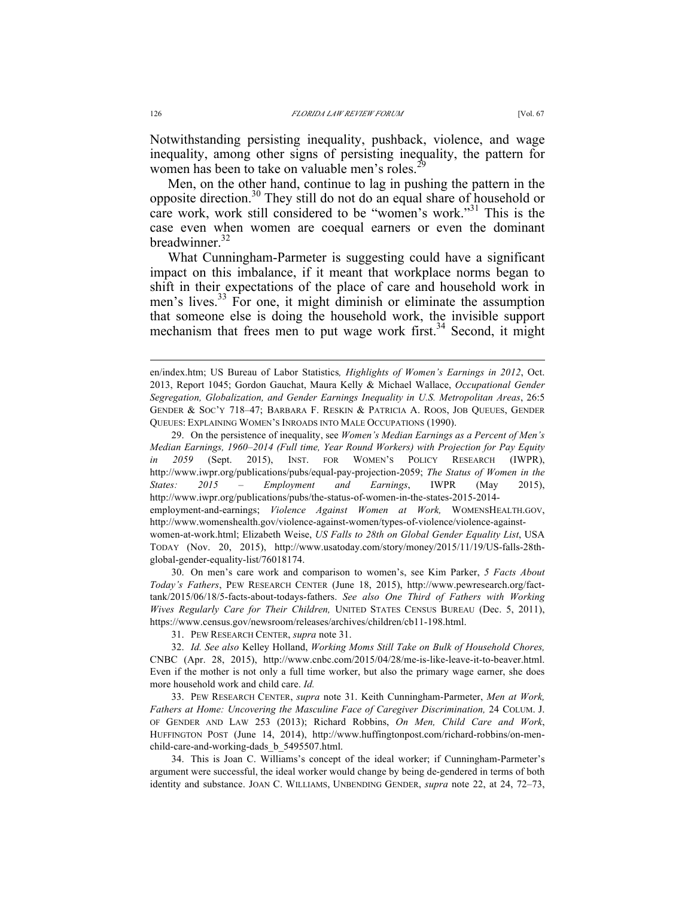Notwithstanding persisting inequality, pushback, violence, and wage inequality, among other signs of persisting inequality, the pattern for women has been to take on valuable men's roles.[29]

Men, on the other hand, continue to lag in pushing the pattern in the opposite direction.[30] They still do not do an equal share of household or care work, work still considered to be "women's work."[31] This is the case even when women are coequal earners or even the dominant breadwinner.[32]

What Cunningham-Parmeter is suggesting could have a significant impact on this imbalance, if it meant that workplace norms began to shift in their expectations of the place of care and household work in men's lives.[33] For one, it might diminish or eliminate the assumption that someone else is doing the household work, the invisible support mechanism that frees men to put wage work first.[34] Second, it might

---

en/index.htm; US Bureau of Labor Statistics*, Highlights of Women's Earnings in 2012*, Oct. 2013, Report 1045; Gordon Gauchat, Maura Kelly & Michael Wallace, *Occupational Gender Segregation, Globalization, and Gender Earnings Inequality in U.S. Metropolitan Areas*, 26:5 GENDER & SOC'Y 718–47; BARBARA F. RESKIN & PATRICIA A. ROOS, JOB QUEUES, GENDER QUEUES: EXPLAINING WOMEN'S INROADS INTO MALE OCCUPATIONS (1990).

29. On the persistence of inequality, see *Women's Median Earnings as a Percent of Men's Median Earnings, 1960–2014 (Full time, Year Round Workers) with Projection for Pay Equity in 2059* (Sept. 2015), INST. FOR WOMEN'S POLICY RESEARCH (IWPR), http://www.iwpr.org/publications/pubs/equal-pay-projection-2059; *The Status of Women in the States: 2015 – Employment and Earnings*, IWPR (May 2015), http://www.iwpr.org/publications/pubs/the-status-of-women-in-the-states-2015-2014-employment-and-earnings; *Violence Against Women at Work,* WOMENSHEALTH.GOV, http://www.womenshealth.gov/violence-against-women/types-of-violence/violence-against-women-at-work.html; Elizabeth Weise, *US Falls to 28th on Global Gender Equality List*, USA TODAY (Nov. 20, 2015), http://www.usatoday.com/story/money/2015/11/19/US-falls-28th-global-gender-equality-list/76018174.

30. On men's care work and comparison to women's, see Kim Parker, *5 Facts About Today's Fathers*, PEW RESEARCH CENTER (June 18, 2015), http://www.pewresearch.org/fact-tank/2015/06/18/5-facts-about-todays-fathers. *See also One Third of Fathers with Working Wives Regularly Care for Their Children,* UNITED STATES CENSUS BUREAU (Dec. 5, 2011), https://www.census.gov/newsroom/releases/archives/children/cb11-198.html.

31. PEW RESEARCH CENTER, *supra* note 31.

32. *Id. See also* Kelley Holland, *Working Moms Still Take on Bulk of Household Chores,* CNBC (Apr. 28, 2015), http://www.cnbc.com/2015/04/28/me-is-like-leave-it-to-beaver.html. Even if the mother is not only a full time worker, but also the primary wage earner, she does more household work and child care. *Id.*

33. PEW RESEARCH CENTER, *supra* note 31. Keith Cunningham-Parmeter, *Men at Work, Fathers at Home: Uncovering the Masculine Face of Caregiver Discrimination,* 24 COLUM. J. OF GENDER AND LAW 253 (2013); Richard Robbins, *On Men, Child Care and Work*, HUFFINGTON POST (June 14, 2014), http://www.huffingtonpost.com/richard-robbins/on-men-child-care-and-working-dads_b_5495507.html.

34. This is Joan C. Williams's concept of the ideal worker; if Cunningham-Parmeter's argument were successful, the ideal worker would change by being de-gendered in terms of both identity and substance. JOAN C. WILLIAMS, UNBENDING GENDER, *supra* note 22, at 24, 72–73,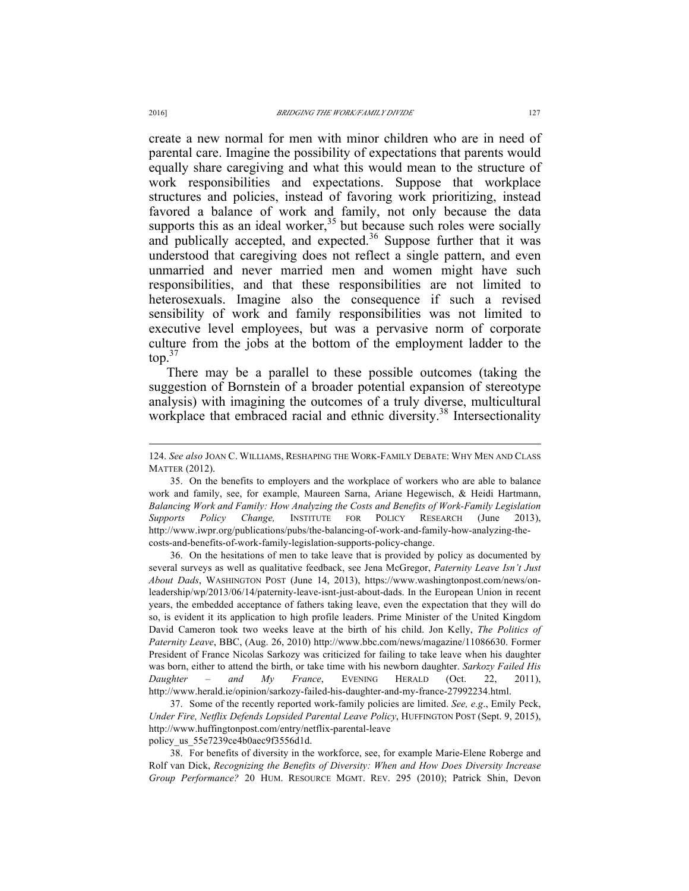create a new normal for men with minor children who are in need of parental care. Imagine the possibility of expectations that parents would equally share caregiving and what this would mean to the structure of work responsibilities and expectations. Suppose that workplace structures and policies, instead of favoring work prioritizing, instead favored a balance of work and family, not only because the data supports this as an ideal worker,[35] but because such roles were socially and publically accepted, and expected.[36] Suppose further that it was understood that caregiving does not reflect a single pattern, and even unmarried and never married men and women might have such responsibilities, and that these responsibilities are not limited to heterosexuals. Imagine also the consequence if such a revised sensibility of work and family responsibilities was not limited to executive level employees, but was a pervasive norm of corporate culture from the jobs at the bottom of the employment ladder to the top.[37]

There may be a parallel to these possible outcomes (taking the suggestion of Bornstein of a broader potential expansion of stereotype analysis) with imagining the outcomes of a truly diverse, multicultural workplace that embraced racial and ethnic diversity.[38] Intersectionality

---

124. *See also* JOAN C. WILLIAMS, RESHAPING THE WORK-FAMILY DEBATE: WHY MEN AND CLASS MATTER (2012).

35. On the benefits to employers and the workplace of workers who are able to balance work and family, see, for example, Maureen Sarna, Ariane Hegewisch, & Heidi Hartmann, *Balancing Work and Family: How Analyzing the Costs and Benefits of Work-Family Legislation Supports Policy Change,* INSTITUTE FOR POLICY RESEARCH (June 2013), http://www.iwpr.org/publications/pubs/the-balancing-of-work-and-family-how-analyzing-the-costs-and-benefits-of-work-family-legislation-supports-policy-change.

36. On the hesitations of men to take leave that is provided by policy as documented by several surveys as well as qualitative feedback, see Jena McGregor, *Paternity Leave Isn't Just About Dads*, WASHINGTON POST (June 14, 2013), https://www.washingtonpost.com/news/on-leadership/wp/2013/06/14/paternity-leave-isnt-just-about-dads. In the European Union in recent years, the embedded acceptance of fathers taking leave, even the expectation that they will do so, is evident it its application to high profile leaders. Prime Minister of the United Kingdom David Cameron took two weeks leave at the birth of his child. Jon Kelly, *The Politics of Paternity Leave*, BBC, (Aug. 26, 2010) http://www.bbc.com/news/magazine/11086630. Former President of France Nicolas Sarkozy was criticized for failing to take leave when his daughter was born, either to attend the birth, or take time with his newborn daughter. *Sarkozy Failed His Daughter – and My France*, EVENING HERALD (Oct. 22, 2011), http://www.herald.ie/opinion/sarkozy-failed-his-daughter-and-my-france-27992234.html.

37. Some of the recently reported work-family policies are limited. *See, e.g*., Emily Peck, *Under Fire, Netflix Defends Lopsided Parental Leave Policy*, HUFFINGTON POST (Sept. 9, 2015), http://www.huffingtonpost.com/entry/netflix-parental-leave policy_us_55e7239ce4b0aec9f3556d1d.

38. For benefits of diversity in the workforce, see, for example Marie-Elene Roberge and Rolf van Dick, *Recognizing the Benefits of Diversity: When and How Does Diversity Increase Group Performance?* 20 HUM. RESOURCE MGMT. REV. 295 (2010); Patrick Shin, Devon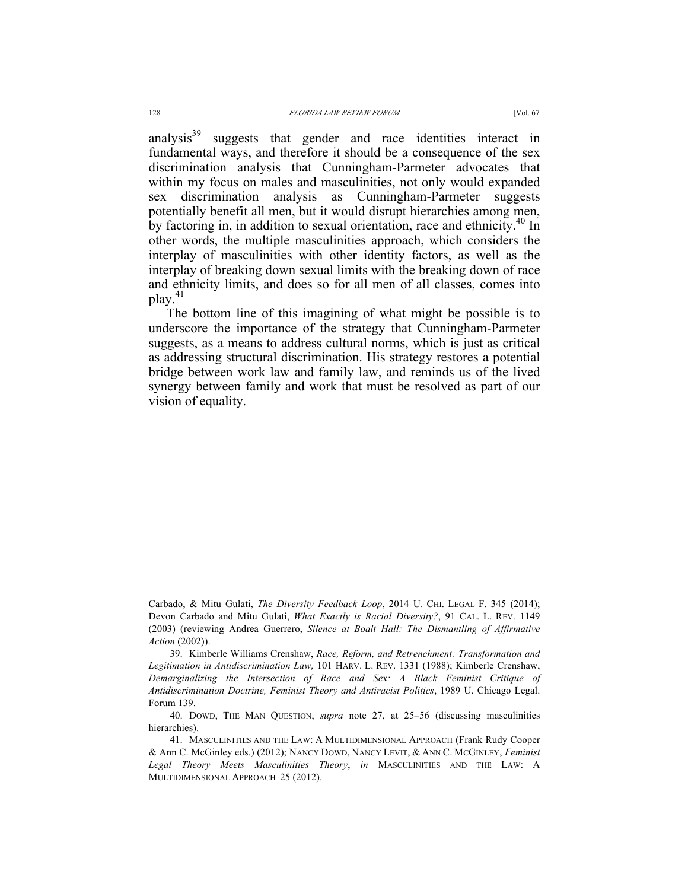analysis[39] suggests that gender and race identities interact in fundamental ways, and therefore it should be a consequence of the sex discrimination analysis that Cunningham-Parmeter advocates that within my focus on males and masculinities, not only would expanded sex discrimination analysis as Cunningham-Parmeter suggests potentially benefit all men, but it would disrupt hierarchies among men, by factoring in, in addition to sexual orientation, race and ethnicity.[40] In other words, the multiple masculinities approach, which considers the interplay of masculinities with other identity factors, as well as the interplay of breaking down sexual limits with the breaking down of race and ethnicity limits, and does so for all men of all classes, comes into play.[41]

The bottom line of this imagining of what might be possible is to underscore the importance of the strategy that Cunningham-Parmeter suggests, as a means to address cultural norms, which is just as critical as addressing structural discrimination. His strategy restores a potential bridge between work law and family law, and reminds us of the lived synergy between family and work that must be resolved as part of our vision of equality.

---

Carbado, & Mitu Gulati, *The Diversity Feedback Loop*, 2014 U. CHI. LEGAL F. 345 (2014); Devon Carbado and Mitu Gulati, *What Exactly is Racial Diversity?*, 91 CAL. L. REV. 1149 (2003) (reviewing Andrea Guerrero, *Silence at Boalt Hall: The Dismantling of Affirmative Action* (2002)).

39. Kimberle Williams Crenshaw, *Race, Reform, and Retrenchment: Transformation and Legitimation in Antidiscrimination Law,* 101 HARV. L. REV. 1331 (1988); Kimberle Crenshaw, *Demarginalizing the Intersection of Race and Sex: A Black Feminist Critique of Antidiscrimination Doctrine, Feminist Theory and Antiracist Politics*, 1989 U. Chicago Legal. Forum 139.

40. DOWD, THE MAN QUESTION, *supra* note 27, at 25–56 (discussing masculinities hierarchies).

41. MASCULINITIES AND THE LAW: A MULTIDIMENSIONAL APPROACH (Frank Rudy Cooper & Ann C. McGinley eds.) (2012); NANCY DOWD, NANCY LEVIT, & ANN C. MCGINLEY, *Feminist Legal Theory Meets Masculinities Theory*, *in* MASCULINITIES AND THE LAW: A MULTIDIMENSIONAL APPROACH 25 (2012).